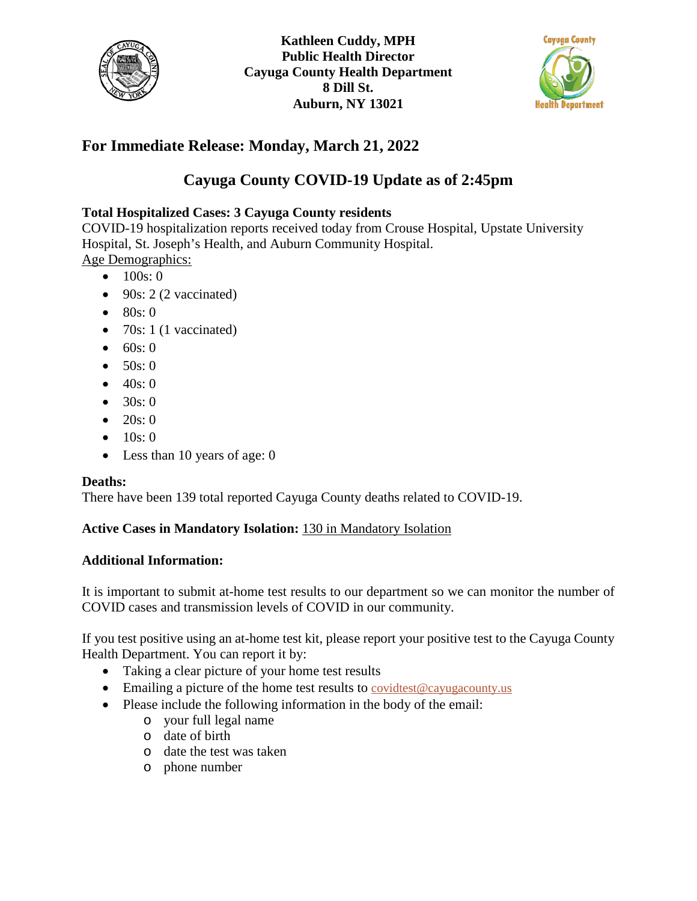**Kathleen Cuddy, MPH**
**Public Health Director**
**Cayuga County Health Department**
**8 Dill St.**
**Auburn, NY 13021**

## For Immediate Release: Monday, March 21, 2022

## Cayuga County COVID-19 Update as of 2:45pm

**Total Hospitalized Cases: 3 Cayuga County residents**
COVID-19 hospitalization reports received today from Crouse Hospital, Upstate University Hospital, St. Joseph's Health, and Auburn Community Hospital.
Age Demographics:

- 100s: 0
- 90s: 2 (2 vaccinated)
- 80s: 0
- 70s: 1 (1 vaccinated)
- 60s: 0
- 50s: 0
- 40s: 0
- 30s: 0
- 20s: 0
- 10s: 0
- Less than 10 years of age: 0

**Deaths:**
There have been 139 total reported Cayuga County deaths related to COVID-19.

**Active Cases in Mandatory Isolation:** 130 in Mandatory Isolation

**Additional Information:**

It is important to submit at-home test results to our department so we can monitor the number of COVID cases and transmission levels of COVID in our community.

If you test positive using an at-home test kit, please report your positive test to the Cayuga County Health Department. You can report it by:

- Taking a clear picture of your home test results
- Emailing a picture of the home test results to covidtest@cayugacounty.us
- Please include the following information in the body of the email:
  - your full legal name
  - date of birth
  - date the test was taken
  - phone number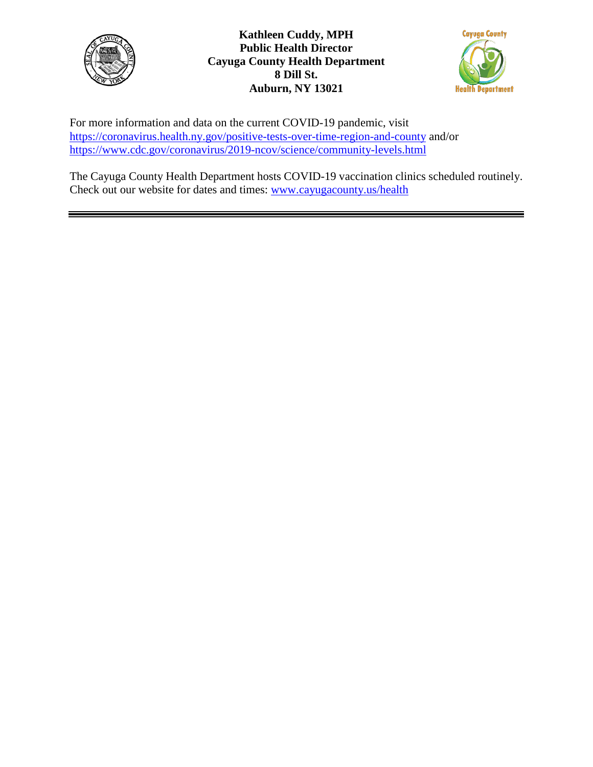**Kathleen Cuddy, MPH**
**Public Health Director**
**Cayuga County Health Department**
**8 Dill St.**
**Auburn, NY 13021**

For more information and data on the current COVID-19 pandemic, visit https://coronavirus.health.ny.gov/positive-tests-over-time-region-and-county and/or https://www.cdc.gov/coronavirus/2019-ncov/science/community-levels.html

The Cayuga County Health Department hosts COVID-19 vaccination clinics scheduled routinely. Check out our website for dates and times: www.cayugacounty.us/health

---